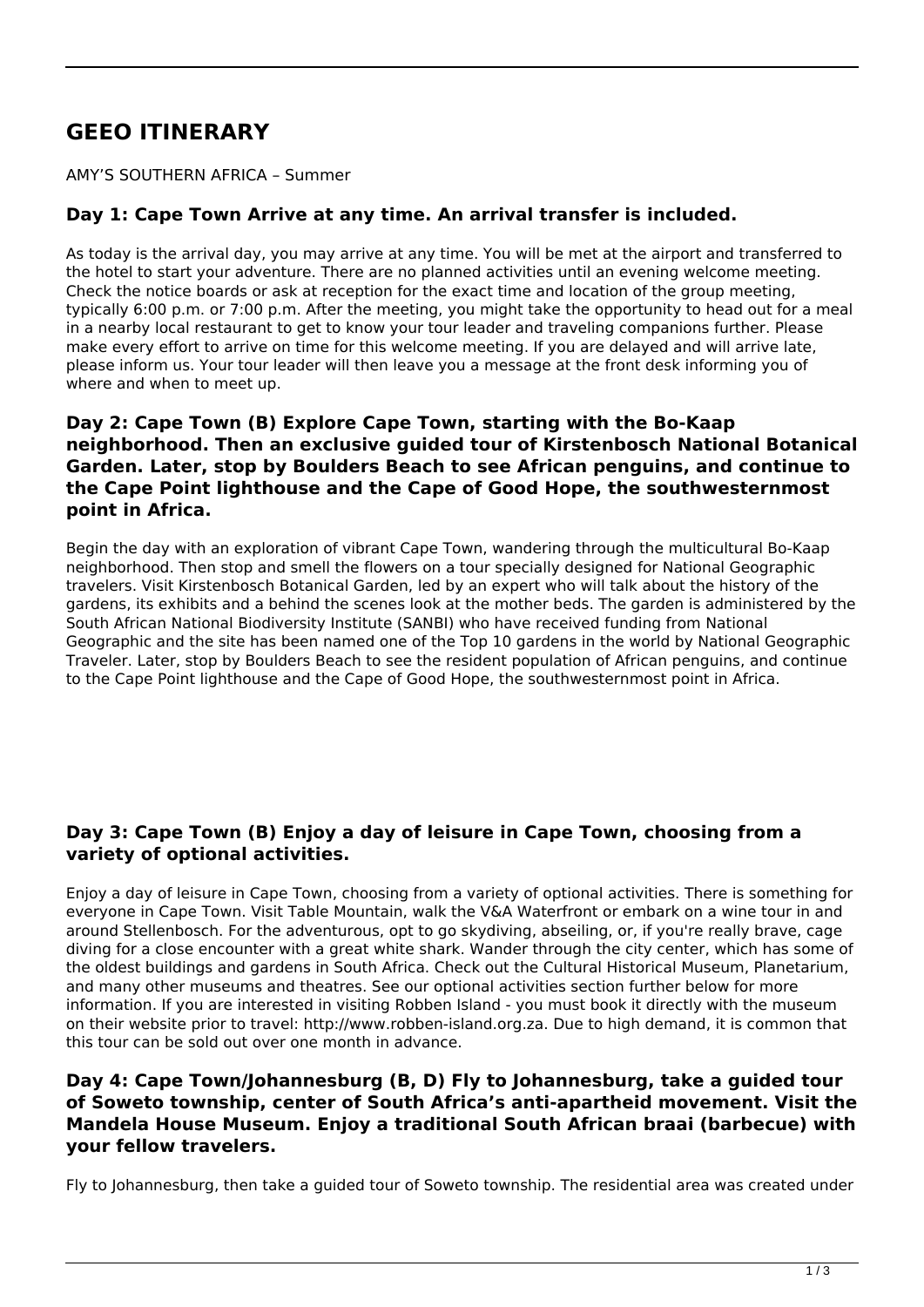# GEEO ITINERARY

AMY'S SOUTHERN AFRICA – Summer

### Day 1: Cape Town Arrive at any time. An arrival transfer is included.

As today is the arrival day, you may arrive at any time. You will be met at the airport and transferred to the hotel to start your adventure. There are no planned activities until an evening welcome meeting. Check the notice boards or ask at reception for the exact time and location of the group meeting, typically 6:00 p.m. or 7:00 p.m. After the meeting, you might take the opportunity to head out for a meal in a nearby local restaurant to get to know your tour leader and traveling companions further. Please make every effort to arrive on time for this welcome meeting. If you are delayed and will arrive late, please inform us. Your tour leader will then leave you a message at the front desk informing you of where and when to meet up.

### Day 2: Cape Town (B) Explore Cape Town, starting with the Bo-Kaap neighborhood. Then an exclusive guided tour of Kirstenbosch National Botanical Garden. Later, stop by Boulders Beach to see African penguins, and continue to the Cape Point lighthouse and the Cape of Good Hope, the southwesternmost point in Africa.

Begin the day with an exploration of vibrant Cape Town, wandering through the multicultural Bo-Kaap neighborhood. Then stop and smell the flowers on a tour specially designed for National Geographic travelers. Visit Kirstenbosch Botanical Garden, led by an expert who will talk about the history of the gardens, its exhibits and a behind the scenes look at the mother beds. The garden is administered by the South African National Biodiversity Institute (SANBI) who have received funding from National Geographic and the site has been named one of the Top 10 gardens in the world by National Geographic Traveler. Later, stop by Boulders Beach to see the resident population of African penguins, and continue to the Cape Point lighthouse and the Cape of Good Hope, the southwesternmost point in Africa.

### Day 3: Cape Town (B) Enjoy a day of leisure in Cape Town, choosing from a variety of optional activities.

Enjoy a day of leisure in Cape Town, choosing from a variety of optional activities. There is something for everyone in Cape Town. Visit Table Mountain, walk the V&A Waterfront or embark on a wine tour in and around Stellenbosch. For the adventurous, opt to go skydiving, abseiling, or, if you're really brave, cage diving for a close encounter with a great white shark. Wander through the city center, which has some of the oldest buildings and gardens in South Africa. Check out the Cultural Historical Museum, Planetarium, and many other museums and theatres. See our optional activities section further below for more information. If you are interested in visiting Robben Island - you must book it directly with the museum on their website prior to travel: http://www.robben-island.org.za. Due to high demand, it is common that this tour can be sold out over one month in advance.

### Day 4: Cape Town/Johannesburg (B, D) Fly to Johannesburg, take a guided tour of Soweto township, center of South Africa's anti-apartheid movement. Visit the Mandela House Museum. Enjoy a traditional South African braai (barbecue) with your fellow travelers.

Fly to Johannesburg, then take a guided tour of Soweto township. The residential area was created under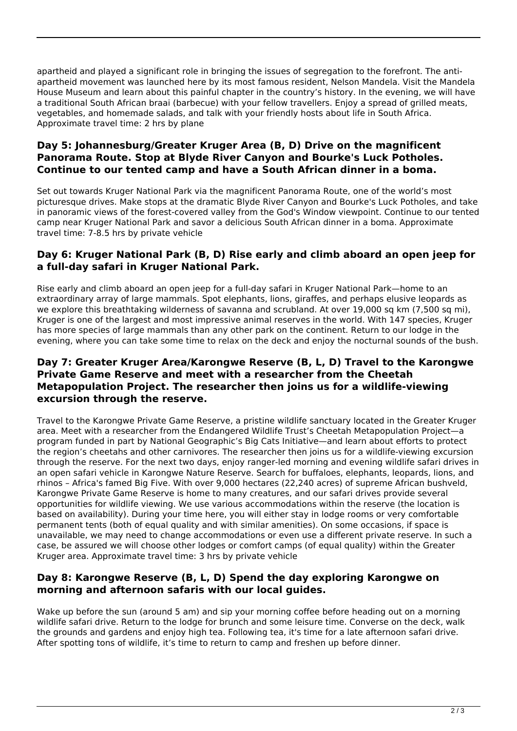apartheid and played a significant role in bringing the issues of segregation to the forefront. The anti-apartheid movement was launched here by its most famous resident, Nelson Mandela. Visit the Mandela House Museum and learn about this painful chapter in the country's history. In the evening, we will have a traditional South African braai (barbecue) with your fellow travellers. Enjoy a spread of grilled meats, vegetables, and homemade salads, and talk with your friendly hosts about life in South Africa. Approximate travel time: 2 hrs by plane

### Day 5: Johannesburg/Greater Kruger Area (B, D) Drive on the magnificent Panorama Route. Stop at Blyde River Canyon and Bourke's Luck Potholes. Continue to our tented camp and have a South African dinner in a boma.

Set out towards Kruger National Park via the magnificent Panorama Route, one of the world's most picturesque drives. Make stops at the dramatic Blyde River Canyon and Bourke's Luck Potholes, and take in panoramic views of the forest-covered valley from the God's Window viewpoint. Continue to our tented camp near Kruger National Park and savor a delicious South African dinner in a boma. Approximate travel time: 7-8.5 hrs by private vehicle

### Day 6: Kruger National Park (B, D) Rise early and climb aboard an open jeep for a full-day safari in Kruger National Park.

Rise early and climb aboard an open jeep for a full-day safari in Kruger National Park—home to an extraordinary array of large mammals. Spot elephants, lions, giraffes, and perhaps elusive leopards as we explore this breathtaking wilderness of savanna and scrubland. At over 19,000 sq km (7,500 sq mi), Kruger is one of the largest and most impressive animal reserves in the world. With 147 species, Kruger has more species of large mammals than any other park on the continent. Return to our lodge in the evening, where you can take some time to relax on the deck and enjoy the nocturnal sounds of the bush.

### Day 7: Greater Kruger Area/Karongwe Reserve (B, L, D) Travel to the Karongwe Private Game Reserve and meet with a researcher from the Cheetah Metapopulation Project. The researcher then joins us for a wildlife-viewing excursion through the reserve.

Travel to the Karongwe Private Game Reserve, a pristine wildlife sanctuary located in the Greater Kruger area. Meet with a researcher from the Endangered Wildlife Trust's Cheetah Metapopulation Project—a program funded in part by National Geographic's Big Cats Initiative—and learn about efforts to protect the region's cheetahs and other carnivores. The researcher then joins us for a wildlife-viewing excursion through the reserve. For the next two days, enjoy ranger-led morning and evening wildlife safari drives in an open safari vehicle in Karongwe Nature Reserve. Search for buffaloes, elephants, leopards, lions, and rhinos – Africa's famed Big Five. With over 9,000 hectares (22,240 acres) of supreme African bushveld, Karongwe Private Game Reserve is home to many creatures, and our safari drives provide several opportunities for wildlife viewing. We use various accommodations within the reserve (the location is based on availability). During your time here, you will either stay in lodge rooms or very comfortable permanent tents (both of equal quality and with similar amenities). On some occasions, if space is unavailable, we may need to change accommodations or even use a different private reserve. In such a case, be assured we will choose other lodges or comfort camps (of equal quality) within the Greater Kruger area. Approximate travel time: 3 hrs by private vehicle

### Day 8: Karongwe Reserve (B, L, D) Spend the day exploring Karongwe on morning and afternoon safaris with our local guides.

Wake up before the sun (around 5 am) and sip your morning coffee before heading out on a morning wildlife safari drive. Return to the lodge for brunch and some leisure time. Converse on the deck, walk the grounds and gardens and enjoy high tea. Following tea, it's time for a late afternoon safari drive. After spotting tons of wildlife, it's time to return to camp and freshen up before dinner.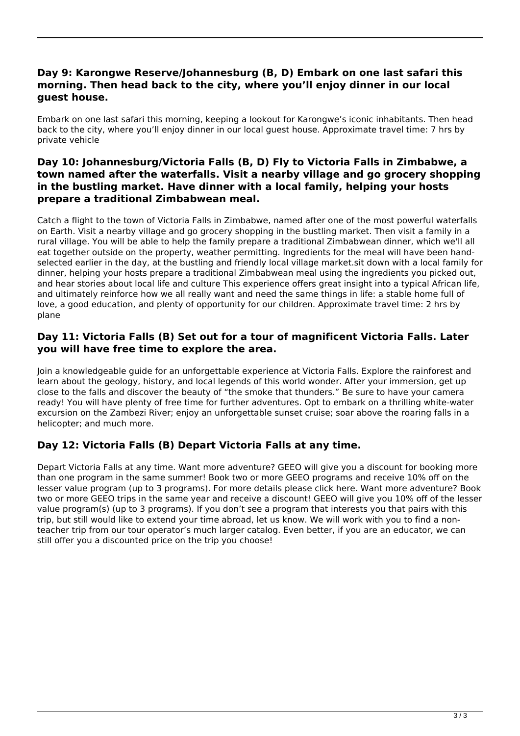### Day 9: Karongwe Reserve/Johannesburg (B, D) Embark on one last safari this morning. Then head back to the city, where you'll enjoy dinner in our local guest house.

Embark on one last safari this morning, keeping a lookout for Karongwe's iconic inhabitants. Then head back to the city, where you'll enjoy dinner in our local guest house. Approximate travel time: 7 hrs by private vehicle

### Day 10: Johannesburg/Victoria Falls (B, D) Fly to Victoria Falls in Zimbabwe, a town named after the waterfalls. Visit a nearby village and go grocery shopping in the bustling market. Have dinner with a local family, helping your hosts prepare a traditional Zimbabwean meal.

Catch a flight to the town of Victoria Falls in Zimbabwe, named after one of the most powerful waterfalls on Earth. Visit a nearby village and go grocery shopping in the bustling market. Then visit a family in a rural village. You will be able to help the family prepare a traditional Zimbabwean dinner, which we'll all eat together outside on the property, weather permitting. Ingredients for the meal will have been hand-selected earlier in the day, at the bustling and friendly local village market.sit down with a local family for dinner, helping your hosts prepare a traditional Zimbabwean meal using the ingredients you picked out, and hear stories about local life and culture This experience offers great insight into a typical African life, and ultimately reinforce how we all really want and need the same things in life: a stable home full of love, a good education, and plenty of opportunity for our children. Approximate travel time: 2 hrs by plane

### Day 11: Victoria Falls (B) Set out for a tour of magnificent Victoria Falls. Later you will have free time to explore the area.

Join a knowledgeable guide for an unforgettable experience at Victoria Falls. Explore the rainforest and learn about the geology, history, and local legends of this world wonder. After your immersion, get up close to the falls and discover the beauty of "the smoke that thunders." Be sure to have your camera ready! You will have plenty of free time for further adventures. Opt to embark on a thrilling white-water excursion on the Zambezi River; enjoy an unforgettable sunset cruise; soar above the roaring falls in a helicopter; and much more.

### Day 12: Victoria Falls (B) Depart Victoria Falls at any time.

Depart Victoria Falls at any time. Want more adventure? GEEO will give you a discount for booking more than one program in the same summer! Book two or more GEEO programs and receive 10% off on the lesser value program (up to 3 programs). For more details please click here. Want more adventure? Book two or more GEEO trips in the same year and receive a discount! GEEO will give you 10% off of the lesser value program(s) (up to 3 programs). If you don't see a program that interests you that pairs with this trip, but still would like to extend your time abroad, let us know. We will work with you to find a non-teacher trip from our tour operator's much larger catalog. Even better, if you are an educator, we can still offer you a discounted price on the trip you choose!